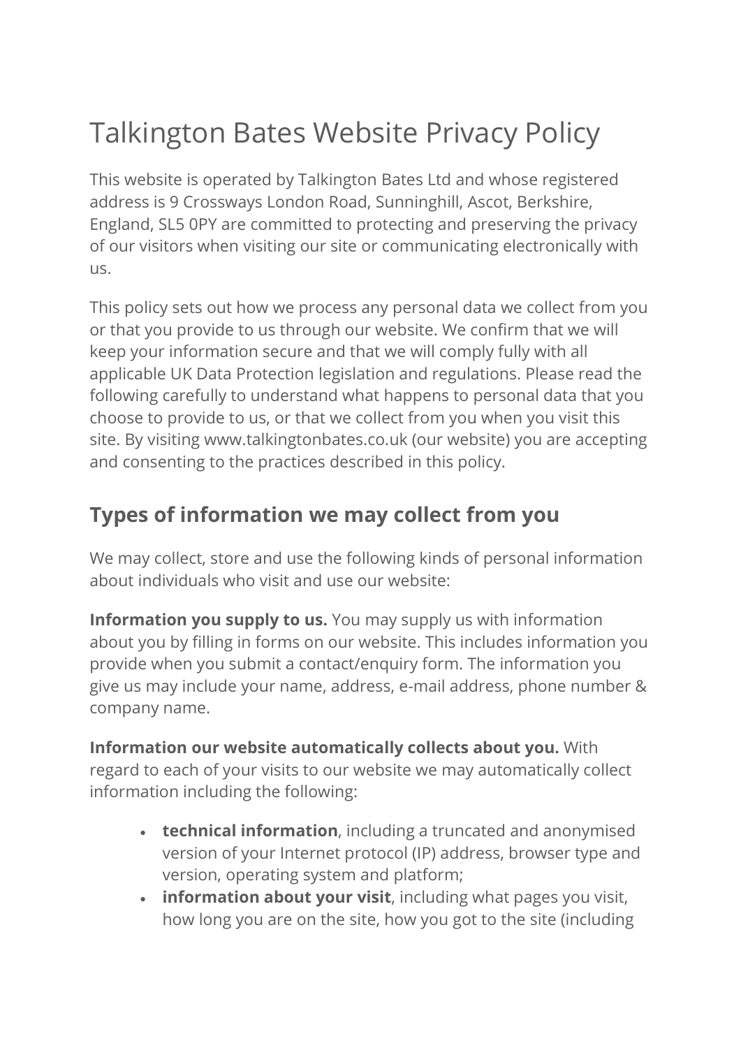# Talkington Bates Website Privacy Policy

This website is operated by Talkington Bates Ltd and whose registered address is 9 Crossways London Road, Sunninghill, Ascot, Berkshire, England, SL5 0PY are committed to protecting and preserving the privacy of our visitors when visiting our site or communicating electronically with us.

This policy sets out how we process any personal data we collect from you or that you provide to us through our website. We confirm that we will keep your information secure and that we will comply fully with all applicable UK Data Protection legislation and regulations. Please read the following carefully to understand what happens to personal data that you choose to provide to us, or that we collect from you when you visit this site. By visiting www.talkingtonbates.co.uk (our website) you are accepting and consenting to the practices described in this policy.

## Types of information we may collect from you

We may collect, store and use the following kinds of personal information about individuals who visit and use our website:

**Information you supply to us.** You may supply us with information about you by filling in forms on our website. This includes information you provide when you submit a contact/enquiry form. The information you give us may include your name, address, e-mail address, phone number & company name.

**Information our website automatically collects about you.** With regard to each of your visits to our website we may automatically collect information including the following:

- **technical information**, including a truncated and anonymised version of your Internet protocol (IP) address, browser type and version, operating system and platform;
- **information about your visit**, including what pages you visit, how long you are on the site, how you got to the site (including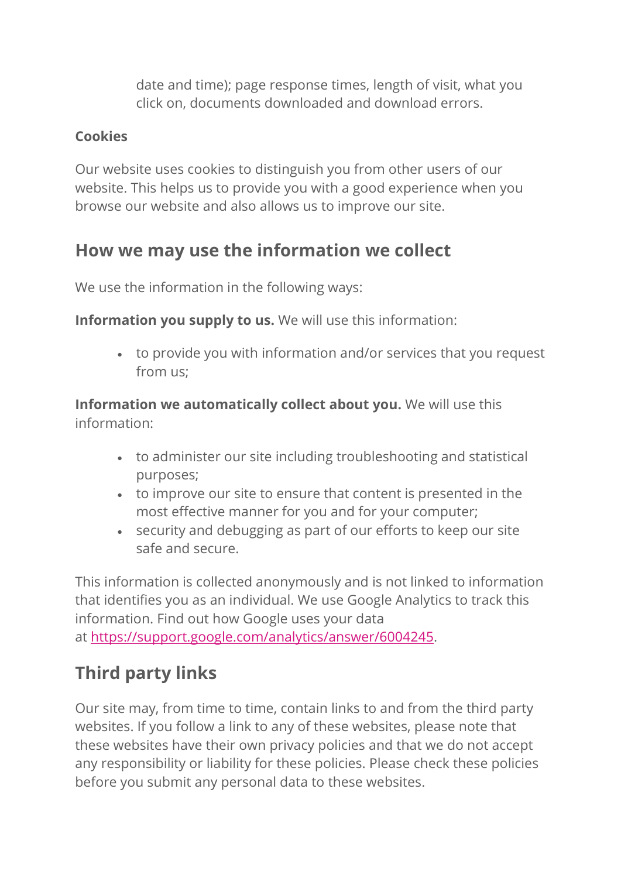date and time); page response times, length of visit, what you click on, documents downloaded and download errors.

**Cookies**

Our website uses cookies to distinguish you from other users of our website. This helps us to provide you with a good experience when you browse our website and also allows us to improve our site.

## How we may use the information we collect

We use the information in the following ways:

**Information you supply to us.** We will use this information:

- to provide you with information and/or services that you request from us;

**Information we automatically collect about you.** We will use this information:

- to administer our site including troubleshooting and statistical purposes;
- to improve our site to ensure that content is presented in the most effective manner for you and for your computer;
- security and debugging as part of our efforts to keep our site safe and secure.

This information is collected anonymously and is not linked to information that identifies you as an individual. We use Google Analytics to track this information. Find out how Google uses your data at https://support.google.com/analytics/answer/6004245.

## Third party links

Our site may, from time to time, contain links to and from the third party websites. If you follow a link to any of these websites, please note that these websites have their own privacy policies and that we do not accept any responsibility or liability for these policies. Please check these policies before you submit any personal data to these websites.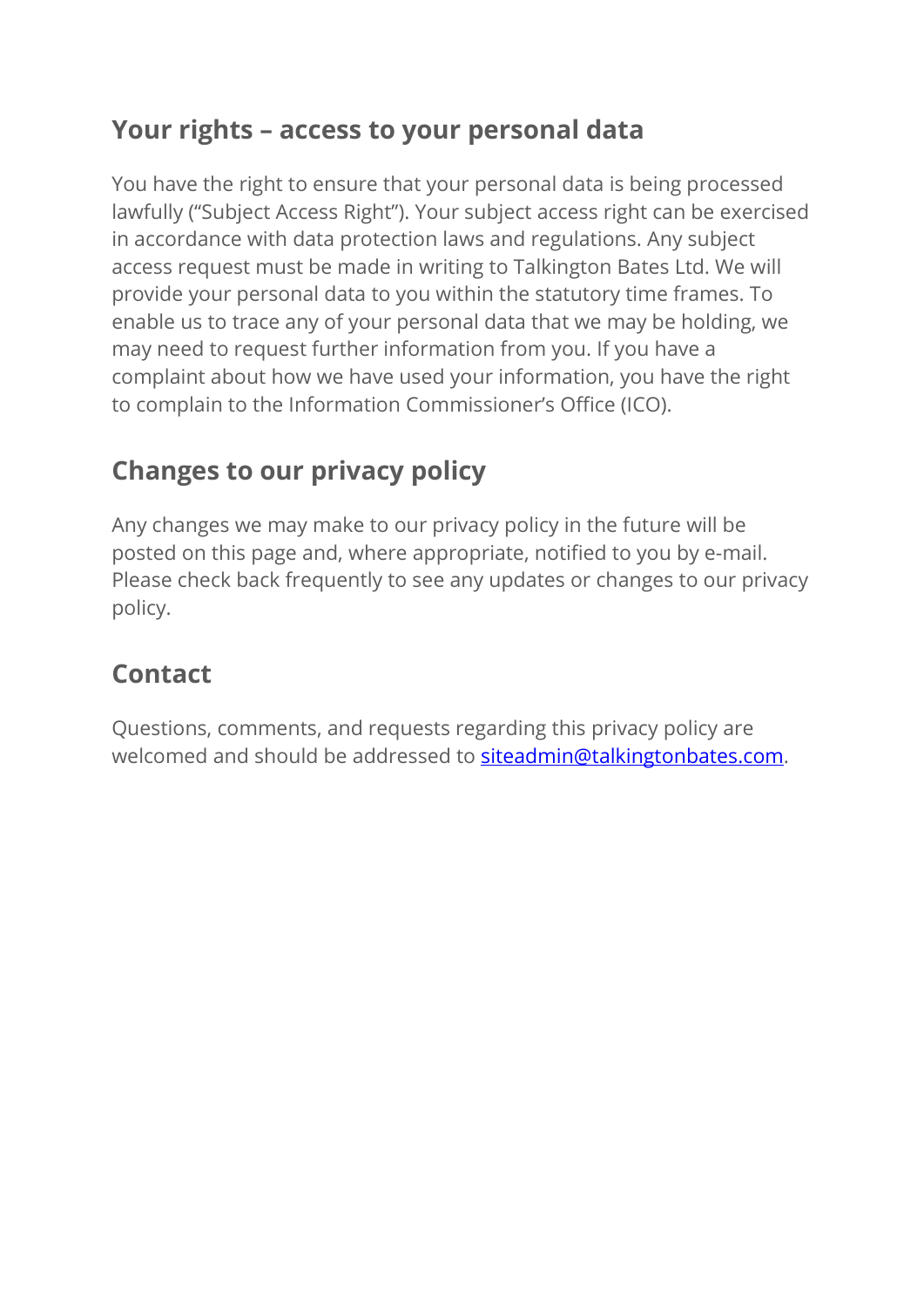## Your rights – access to your personal data

You have the right to ensure that your personal data is being processed lawfully ("Subject Access Right"). Your subject access right can be exercised in accordance with data protection laws and regulations. Any subject access request must be made in writing to Talkington Bates Ltd. We will provide your personal data to you within the statutory time frames. To enable us to trace any of your personal data that we may be holding, we may need to request further information from you. If you have a complaint about how we have used your information, you have the right to complain to the Information Commissioner's Office (ICO).

## Changes to our privacy policy

Any changes we may make to our privacy policy in the future will be posted on this page and, where appropriate, notified to you by e-mail. Please check back frequently to see any updates or changes to our privacy policy.

## Contact

Questions, comments, and requests regarding this privacy policy are welcomed and should be addressed to [siteadmin@talkingtonbates.com](mailto:siteadmin@talkingtonbates.com).